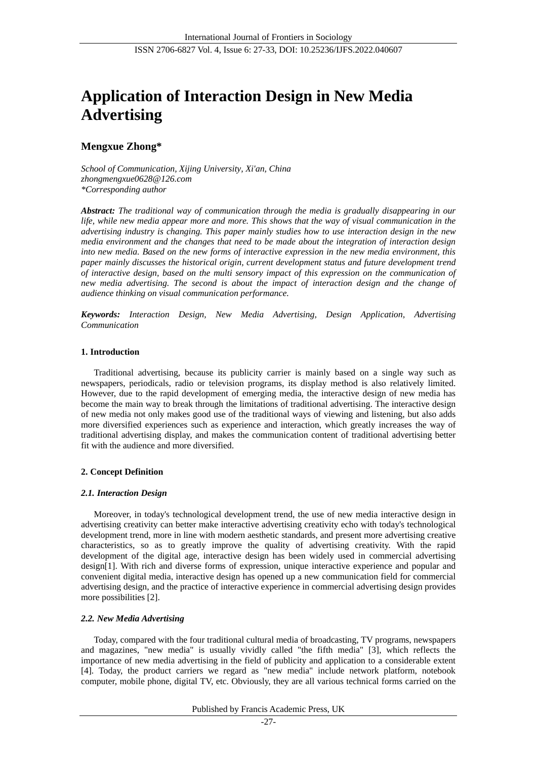# Application of Interaction Design in New Media Advertising

**Mengxue Zhong***

*School of Communication, Xijing University, Xi'an, China*
*zhongmengxue0628@126.com*
*\*Corresponding author*

***Abstract:*** *The traditional way of communication through the media is gradually disappearing in our life, while new media appear more and more. This shows that the way of visual communication in the advertising industry is changing. This paper mainly studies how to use interaction design in the new media environment and the changes that need to be made about the integration of interaction design into new media. Based on the new forms of interactive expression in the new media environment, this paper mainly discusses the historical origin, current development status and future development trend of interactive design, based on the multi sensory impact of this expression on the communication of new media advertising. The second is about the impact of interaction design and the change of audience thinking on visual communication performance.*

***Keywords:*** *Interaction Design, New Media Advertising, Design Application, Advertising Communication*

## 1. Introduction

Traditional advertising, because its publicity carrier is mainly based on a single way such as newspapers, periodicals, radio or television programs, its display method is also relatively limited. However, due to the rapid development of emerging media, the interactive design of new media has become the main way to break through the limitations of traditional advertising. The interactive design of new media not only makes good use of the traditional ways of viewing and listening, but also adds more diversified experiences such as experience and interaction, which greatly increases the way of traditional advertising display, and makes the communication content of traditional advertising better fit with the audience and more diversified.

## 2. Concept Definition

### *2.1. Interaction Design*

Moreover, in today's technological development trend, the use of new media interactive design in advertising creativity can better make interactive advertising creativity echo with today's technological development trend, more in line with modern aesthetic standards, and present more advertising creative characteristics, so as to greatly improve the quality of advertising creativity. With the rapid development of the digital age, interactive design has been widely used in commercial advertising design[1]. With rich and diverse forms of expression, unique interactive experience and popular and convenient digital media, interactive design has opened up a new communication field for commercial advertising design, and the practice of interactive experience in commercial advertising design provides more possibilities [2].

### *2.2. New Media Advertising*

Today, compared with the four traditional cultural media of broadcasting, TV programs, newspapers and magazines, "new media" is usually vividly called "the fifth media" [3], which reflects the importance of new media advertising in the field of publicity and application to a considerable extent [4]. Today, the product carriers we regard as "new media" include network platform, notebook computer, mobile phone, digital TV, etc. Obviously, they are all various technical forms carried on the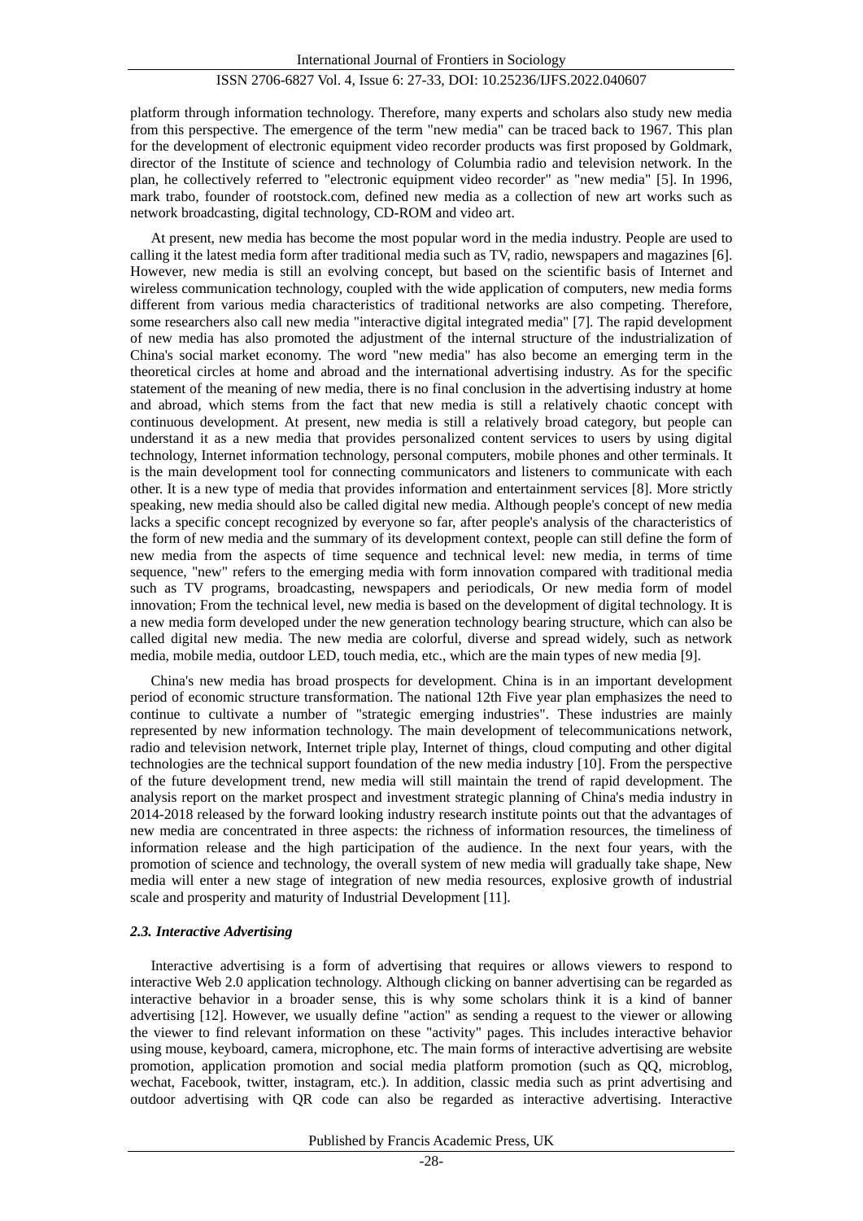platform through information technology. Therefore, many experts and scholars also study new media from this perspective. The emergence of the term "new media" can be traced back to 1967. This plan for the development of electronic equipment video recorder products was first proposed by Goldmark, director of the Institute of science and technology of Columbia radio and television network. In the plan, he collectively referred to "electronic equipment video recorder" as "new media" [5]. In 1996, mark trabo, founder of rootstock.com, defined new media as a collection of new art works such as network broadcasting, digital technology, CD-ROM and video art.

At present, new media has become the most popular word in the media industry. People are used to calling it the latest media form after traditional media such as TV, radio, newspapers and magazines [6]. However, new media is still an evolving concept, but based on the scientific basis of Internet and wireless communication technology, coupled with the wide application of computers, new media forms different from various media characteristics of traditional networks are also competing. Therefore, some researchers also call new media "interactive digital integrated media" [7]. The rapid development of new media has also promoted the adjustment of the internal structure of the industrialization of China's social market economy. The word "new media" has also become an emerging term in the theoretical circles at home and abroad and the international advertising industry. As for the specific statement of the meaning of new media, there is no final conclusion in the advertising industry at home and abroad, which stems from the fact that new media is still a relatively chaotic concept with continuous development. At present, new media is still a relatively broad category, but people can understand it as a new media that provides personalized content services to users by using digital technology, Internet information technology, personal computers, mobile phones and other terminals. It is the main development tool for connecting communicators and listeners to communicate with each other. It is a new type of media that provides information and entertainment services [8]. More strictly speaking, new media should also be called digital new media. Although people's concept of new media lacks a specific concept recognized by everyone so far, after people's analysis of the characteristics of the form of new media and the summary of its development context, people can still define the form of new media from the aspects of time sequence and technical level: new media, in terms of time sequence, "new" refers to the emerging media with form innovation compared with traditional media such as TV programs, broadcasting, newspapers and periodicals, Or new media form of model innovation; From the technical level, new media is based on the development of digital technology. It is a new media form developed under the new generation technology bearing structure, which can also be called digital new media. The new media are colorful, diverse and spread widely, such as network media, mobile media, outdoor LED, touch media, etc., which are the main types of new media [9].

China's new media has broad prospects for development. China is in an important development period of economic structure transformation. The national 12th Five year plan emphasizes the need to continue to cultivate a number of "strategic emerging industries". These industries are mainly represented by new information technology. The main development of telecommunications network, radio and television network, Internet triple play, Internet of things, cloud computing and other digital technologies are the technical support foundation of the new media industry [10]. From the perspective of the future development trend, new media will still maintain the trend of rapid development. The analysis report on the market prospect and investment strategic planning of China's media industry in 2014-2018 released by the forward looking industry research institute points out that the advantages of new media are concentrated in three aspects: the richness of information resources, the timeliness of information release and the high participation of the audience. In the next four years, with the promotion of science and technology, the overall system of new media will gradually take shape, New media will enter a new stage of integration of new media resources, explosive growth of industrial scale and prosperity and maturity of Industrial Development [11].

### *2.3. Interactive Advertising*

Interactive advertising is a form of advertising that requires or allows viewers to respond to interactive Web 2.0 application technology. Although clicking on banner advertising can be regarded as interactive behavior in a broader sense, this is why some scholars think it is a kind of banner advertising [12]. However, we usually define "action" as sending a request to the viewer or allowing the viewer to find relevant information on these "activity" pages. This includes interactive behavior using mouse, keyboard, camera, microphone, etc. The main forms of interactive advertising are website promotion, application promotion and social media platform promotion (such as QQ, microblog, wechat, Facebook, twitter, instagram, etc.). In addition, classic media such as print advertising and outdoor advertising with QR code can also be regarded as interactive advertising. Interactive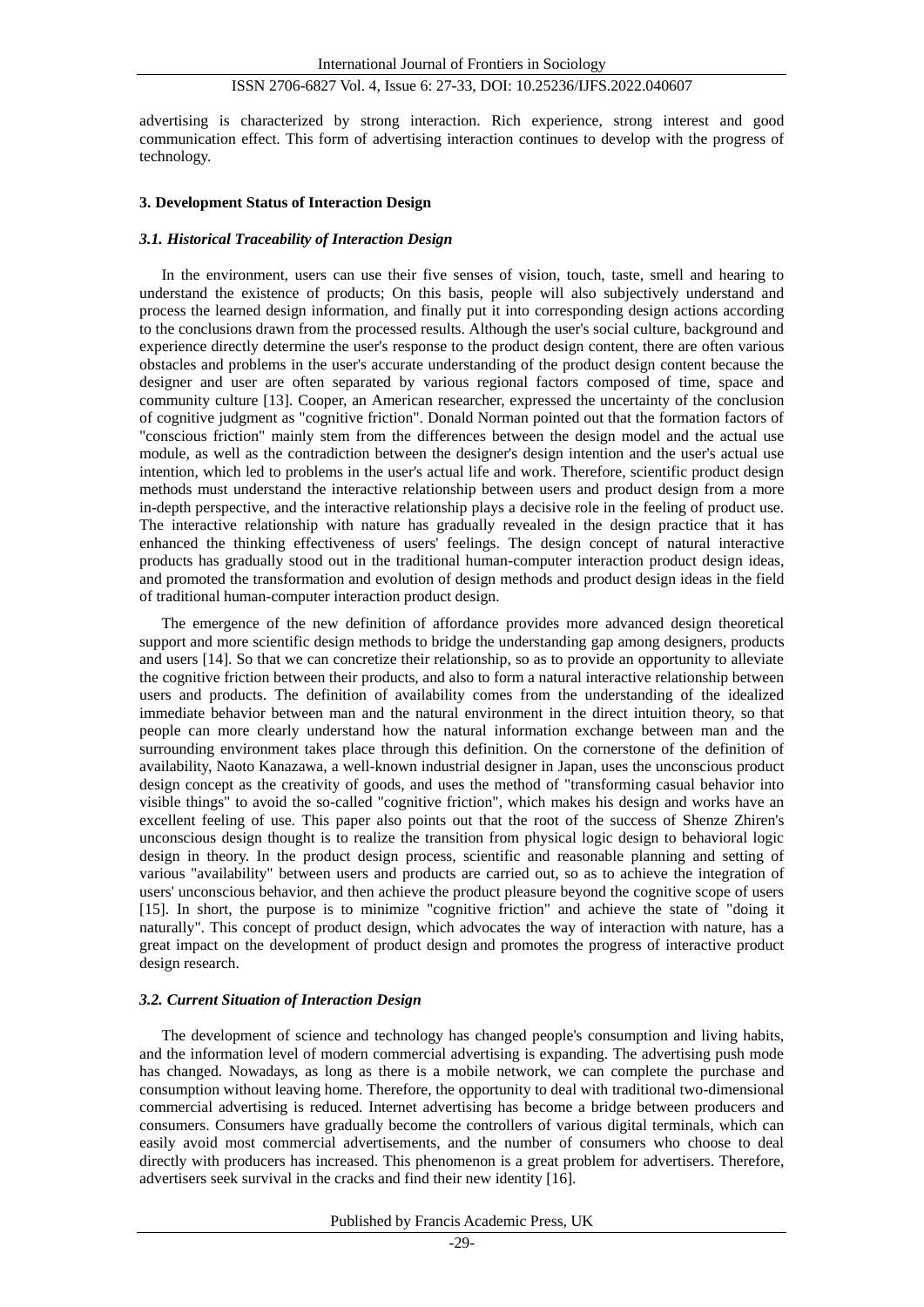advertising is characterized by strong interaction. Rich experience, strong interest and good communication effect. This form of advertising interaction continues to develop with the progress of technology.

## 3. Development Status of Interaction Design

### *3.1. Historical Traceability of Interaction Design*

In the environment, users can use their five senses of vision, touch, taste, smell and hearing to understand the existence of products; On this basis, people will also subjectively understand and process the learned design information, and finally put it into corresponding design actions according to the conclusions drawn from the processed results. Although the user's social culture, background and experience directly determine the user's response to the product design content, there are often various obstacles and problems in the user's accurate understanding of the product design content because the designer and user are often separated by various regional factors composed of time, space and community culture [13]. Cooper, an American researcher, expressed the uncertainty of the conclusion of cognitive judgment as "cognitive friction". Donald Norman pointed out that the formation factors of "conscious friction" mainly stem from the differences between the design model and the actual use module, as well as the contradiction between the designer's design intention and the user's actual use intention, which led to problems in the user's actual life and work. Therefore, scientific product design methods must understand the interactive relationship between users and product design from a more in-depth perspective, and the interactive relationship plays a decisive role in the feeling of product use. The interactive relationship with nature has gradually revealed in the design practice that it has enhanced the thinking effectiveness of users' feelings. The design concept of natural interactive products has gradually stood out in the traditional human-computer interaction product design ideas, and promoted the transformation and evolution of design methods and product design ideas in the field of traditional human-computer interaction product design.

The emergence of the new definition of affordance provides more advanced design theoretical support and more scientific design methods to bridge the understanding gap among designers, products and users [14]. So that we can concretize their relationship, so as to provide an opportunity to alleviate the cognitive friction between their products, and also to form a natural interactive relationship between users and products. The definition of availability comes from the understanding of the idealized immediate behavior between man and the natural environment in the direct intuition theory, so that people can more clearly understand how the natural information exchange between man and the surrounding environment takes place through this definition. On the cornerstone of the definition of availability, Naoto Kanazawa, a well-known industrial designer in Japan, uses the unconscious product design concept as the creativity of goods, and uses the method of "transforming casual behavior into visible things" to avoid the so-called "cognitive friction", which makes his design and works have an excellent feeling of use. This paper also points out that the root of the success of Shenze Zhiren's unconscious design thought is to realize the transition from physical logic design to behavioral logic design in theory. In the product design process, scientific and reasonable planning and setting of various "availability" between users and products are carried out, so as to achieve the integration of users' unconscious behavior, and then achieve the product pleasure beyond the cognitive scope of users [15]. In short, the purpose is to minimize "cognitive friction" and achieve the state of "doing it naturally". This concept of product design, which advocates the way of interaction with nature, has a great impact on the development of product design and promotes the progress of interactive product design research.

### *3.2. Current Situation of Interaction Design*

The development of science and technology has changed people's consumption and living habits, and the information level of modern commercial advertising is expanding. The advertising push mode has changed. Nowadays, as long as there is a mobile network, we can complete the purchase and consumption without leaving home. Therefore, the opportunity to deal with traditional two-dimensional commercial advertising is reduced. Internet advertising has become a bridge between producers and consumers. Consumers have gradually become the controllers of various digital terminals, which can easily avoid most commercial advertisements, and the number of consumers who choose to deal directly with producers has increased. This phenomenon is a great problem for advertisers. Therefore, advertisers seek survival in the cracks and find their new identity [16].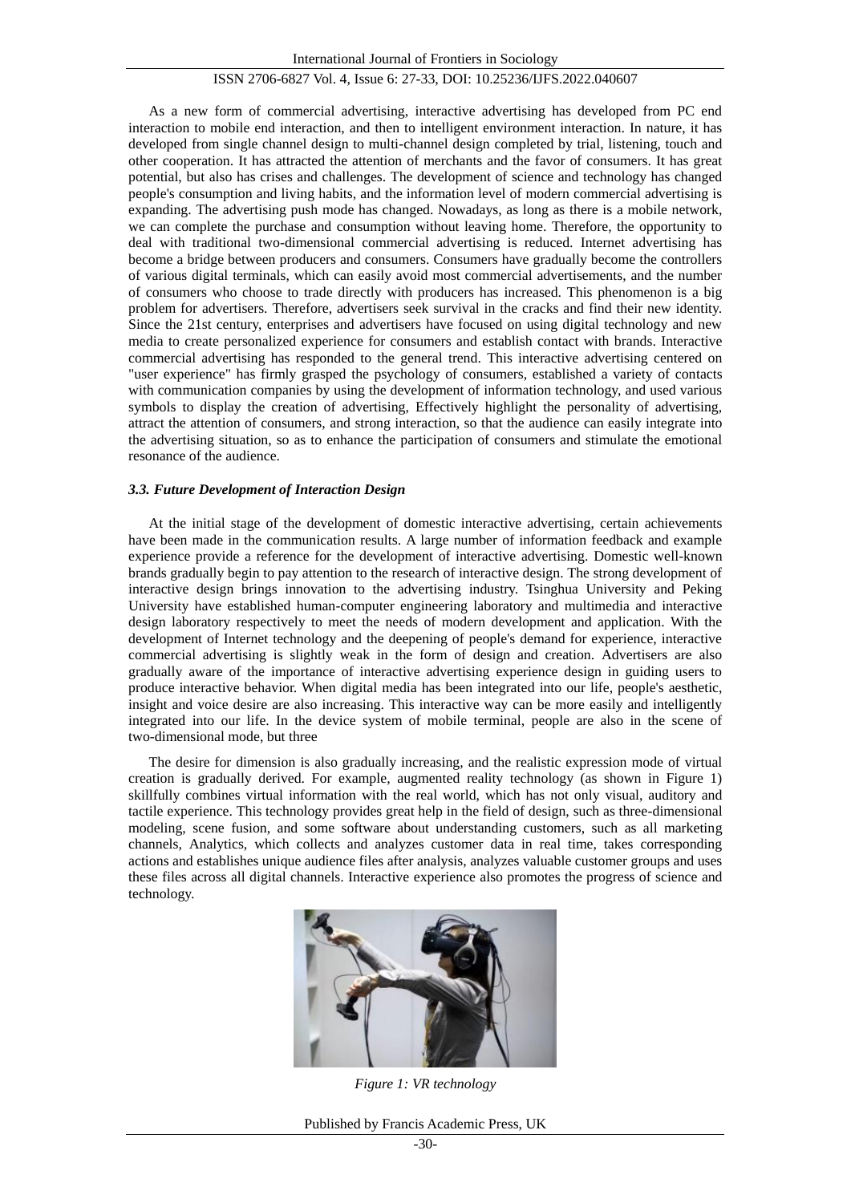As a new form of commercial advertising, interactive advertising has developed from PC end interaction to mobile end interaction, and then to intelligent environment interaction. In nature, it has developed from single channel design to multi-channel design completed by trial, listening, touch and other cooperation. It has attracted the attention of merchants and the favor of consumers. It has great potential, but also has crises and challenges. The development of science and technology has changed people's consumption and living habits, and the information level of modern commercial advertising is expanding. The advertising push mode has changed. Nowadays, as long as there is a mobile network, we can complete the purchase and consumption without leaving home. Therefore, the opportunity to deal with traditional two-dimensional commercial advertising is reduced. Internet advertising has become a bridge between producers and consumers. Consumers have gradually become the controllers of various digital terminals, which can easily avoid most commercial advertisements, and the number of consumers who choose to trade directly with producers has increased. This phenomenon is a big problem for advertisers. Therefore, advertisers seek survival in the cracks and find their new identity. Since the 21st century, enterprises and advertisers have focused on using digital technology and new media to create personalized experience for consumers and establish contact with brands. Interactive commercial advertising has responded to the general trend. This interactive advertising centered on "user experience" has firmly grasped the psychology of consumers, established a variety of contacts with communication companies by using the development of information technology, and used various symbols to display the creation of advertising, Effectively highlight the personality of advertising, attract the attention of consumers, and strong interaction, so that the audience can easily integrate into the advertising situation, so as to enhance the participation of consumers and stimulate the emotional resonance of the audience.

### *3.3. Future Development of Interaction Design*

At the initial stage of the development of domestic interactive advertising, certain achievements have been made in the communication results. A large number of information feedback and example experience provide a reference for the development of interactive advertising. Domestic well-known brands gradually begin to pay attention to the research of interactive design. The strong development of interactive design brings innovation to the advertising industry. Tsinghua University and Peking University have established human-computer engineering laboratory and multimedia and interactive design laboratory respectively to meet the needs of modern development and application. With the development of Internet technology and the deepening of people's demand for experience, interactive commercial advertising is slightly weak in the form of design and creation. Advertisers are also gradually aware of the importance of interactive advertising experience design in guiding users to produce interactive behavior. When digital media has been integrated into our life, people's aesthetic, insight and voice desire are also increasing. This interactive way can be more easily and intelligently integrated into our life. In the device system of mobile terminal, people are also in the scene of two-dimensional mode, but three

The desire for dimension is also gradually increasing, and the realistic expression mode of virtual creation is gradually derived. For example, augmented reality technology (as shown in Figure 1) skillfully combines virtual information with the real world, which has not only visual, auditory and tactile experience. This technology provides great help in the field of design, such as three-dimensional modeling, scene fusion, and some software about understanding customers, such as all marketing channels, Analytics, which collects and analyzes customer data in real time, takes corresponding actions and establishes unique audience files after analysis, analyzes valuable customer groups and uses these files across all digital channels. Interactive experience also promotes the progress of science and technology.

*Figure 1: VR technology*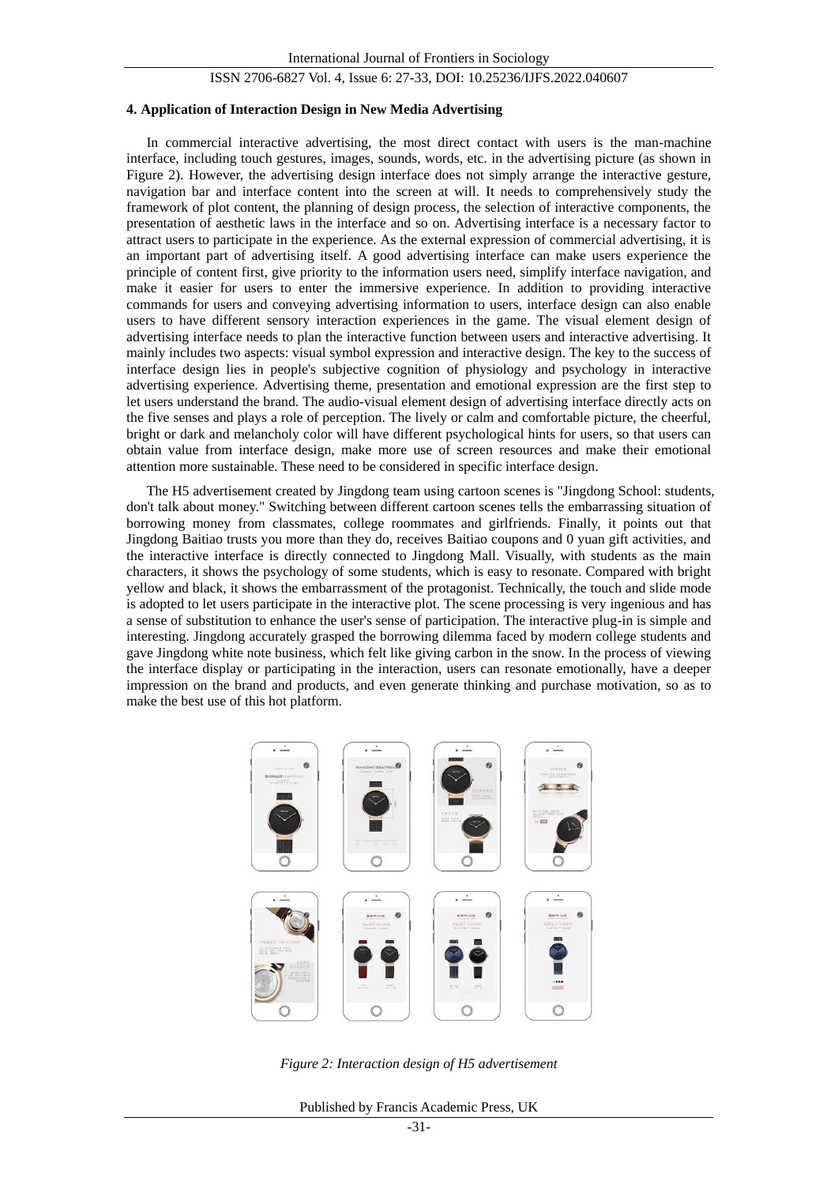### 4. Application of Interaction Design in New Media Advertising

In commercial interactive advertising, the most direct contact with users is the man-machine interface, including touch gestures, images, sounds, words, etc. in the advertising picture (as shown in Figure 2). However, the advertising design interface does not simply arrange the interactive gesture, navigation bar and interface content into the screen at will. It needs to comprehensively study the framework of plot content, the planning of design process, the selection of interactive components, the presentation of aesthetic laws in the interface and so on. Advertising interface is a necessary factor to attract users to participate in the experience. As the external expression of commercial advertising, it is an important part of advertising itself. A good advertising interface can make users experience the principle of content first, give priority to the information users need, simplify interface navigation, and make it easier for users to enter the immersive experience. In addition to providing interactive commands for users and conveying advertising information to users, interface design can also enable users to have different sensory interaction experiences in the game. The visual element design of advertising interface needs to plan the interactive function between users and interactive advertising. It mainly includes two aspects: visual symbol expression and interactive design. The key to the success of interface design lies in people's subjective cognition of physiology and psychology in interactive advertising experience. Advertising theme, presentation and emotional expression are the first step to let users understand the brand. The audio-visual element design of advertising interface directly acts on the five senses and plays a role of perception. The lively or calm and comfortable picture, the cheerful, bright or dark and melancholy color will have different psychological hints for users, so that users can obtain value from interface design, make more use of screen resources and make their emotional attention more sustainable. These need to be considered in specific interface design.

The H5 advertisement created by Jingdong team using cartoon scenes is "Jingdong School: students, don't talk about money." Switching between different cartoon scenes tells the embarrassing situation of borrowing money from classmates, college roommates and girlfriends. Finally, it points out that Jingdong Baitiao trusts you more than they do, receives Baitiao coupons and 0 yuan gift activities, and the interactive interface is directly connected to Jingdong Mall. Visually, with students as the main characters, it shows the psychology of some students, which is easy to resonate. Compared with bright yellow and black, it shows the embarrassment of the protagonist. Technically, the touch and slide mode is adopted to let users participate in the interactive plot. The scene processing is very ingenious and has a sense of substitution to enhance the user's sense of participation. The interactive plug-in is simple and interesting. Jingdong accurately grasped the borrowing dilemma faced by modern college students and gave Jingdong white note business, which felt like giving carbon in the snow. In the process of viewing the interface display or participating in the interaction, users can resonate emotionally, have a deeper impression on the brand and products, and even generate thinking and purchase motivation, so as to make the best use of this hot platform.

*Figure 2: Interaction design of H5 advertisement*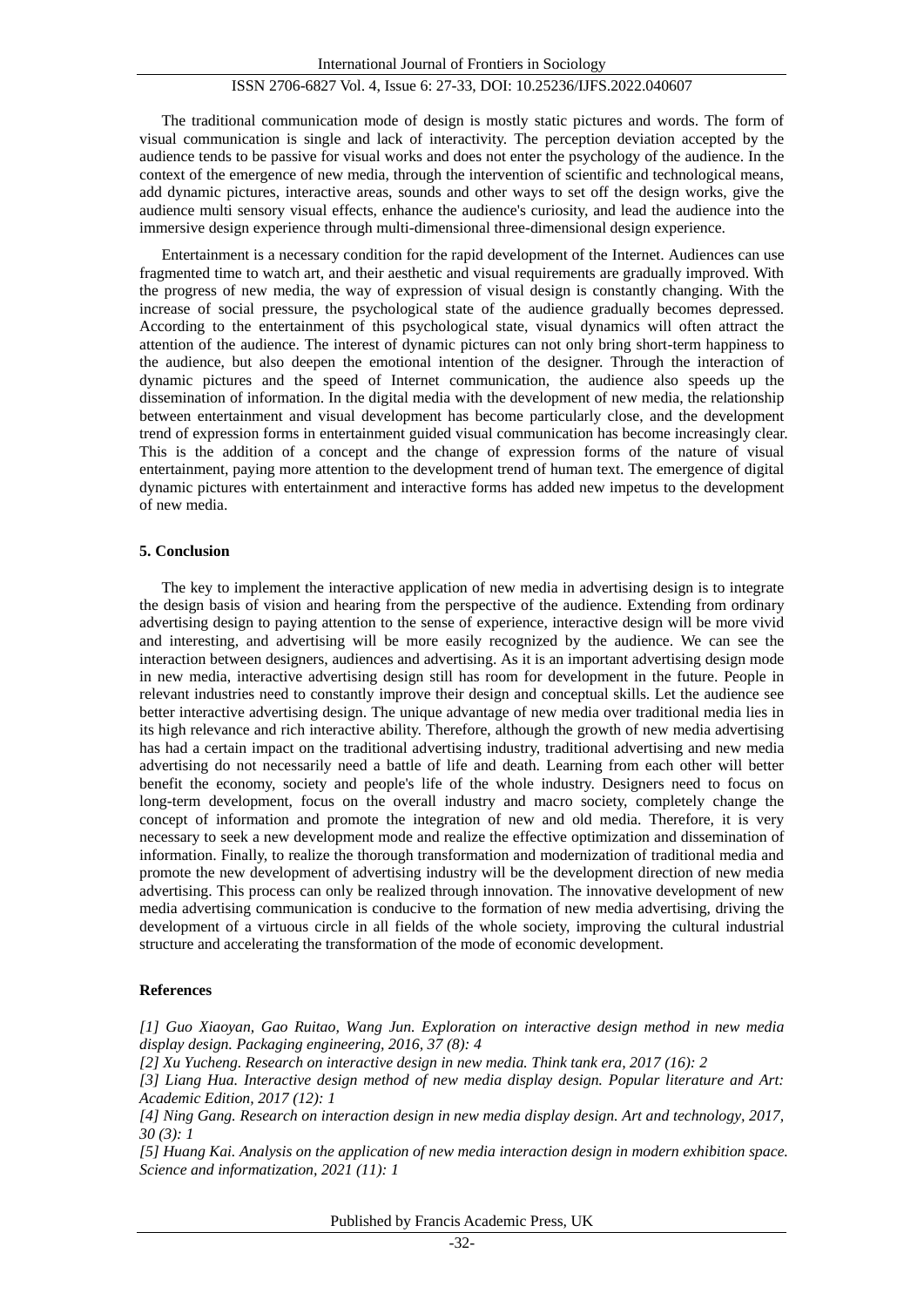The traditional communication mode of design is mostly static pictures and words. The form of visual communication is single and lack of interactivity. The perception deviation accepted by the audience tends to be passive for visual works and does not enter the psychology of the audience. In the context of the emergence of new media, through the intervention of scientific and technological means, add dynamic pictures, interactive areas, sounds and other ways to set off the design works, give the audience multi sensory visual effects, enhance the audience's curiosity, and lead the audience into the immersive design experience through multi-dimensional three-dimensional design experience.

Entertainment is a necessary condition for the rapid development of the Internet. Audiences can use fragmented time to watch art, and their aesthetic and visual requirements are gradually improved. With the progress of new media, the way of expression of visual design is constantly changing. With the increase of social pressure, the psychological state of the audience gradually becomes depressed. According to the entertainment of this psychological state, visual dynamics will often attract the attention of the audience. The interest of dynamic pictures can not only bring short-term happiness to the audience, but also deepen the emotional intention of the designer. Through the interaction of dynamic pictures and the speed of Internet communication, the audience also speeds up the dissemination of information. In the digital media with the development of new media, the relationship between entertainment and visual development has become particularly close, and the development trend of expression forms in entertainment guided visual communication has become increasingly clear. This is the addition of a concept and the change of expression forms of the nature of visual entertainment, paying more attention to the development trend of human text. The emergence of digital dynamic pictures with entertainment and interactive forms has added new impetus to the development of new media.

## 5. Conclusion

The key to implement the interactive application of new media in advertising design is to integrate the design basis of vision and hearing from the perspective of the audience. Extending from ordinary advertising design to paying attention to the sense of experience, interactive design will be more vivid and interesting, and advertising will be more easily recognized by the audience. We can see the interaction between designers, audiences and advertising. As it is an important advertising design mode in new media, interactive advertising design still has room for development in the future. People in relevant industries need to constantly improve their design and conceptual skills. Let the audience see better interactive advertising design. The unique advantage of new media over traditional media lies in its high relevance and rich interactive ability. Therefore, although the growth of new media advertising has had a certain impact on the traditional advertising industry, traditional advertising and new media advertising do not necessarily need a battle of life and death. Learning from each other will better benefit the economy, society and people's life of the whole industry. Designers need to focus on long-term development, focus on the overall industry and macro society, completely change the concept of information and promote the integration of new and old media. Therefore, it is very necessary to seek a new development mode and realize the effective optimization and dissemination of information. Finally, to realize the thorough transformation and modernization of traditional media and promote the new development of advertising industry will be the development direction of new media advertising. This process can only be realized through innovation. The innovative development of new media advertising communication is conducive to the formation of new media advertising, driving the development of a virtuous circle in all fields of the whole society, improving the cultural industrial structure and accelerating the transformation of the mode of economic development.

## References

*[1] Guo Xiaoyan, Gao Ruitao, Wang Jun. Exploration on interactive design method in new media display design. Packaging engineering, 2016, 37 (8): 4*

*[2] Xu Yucheng. Research on interactive design in new media. Think tank era, 2017 (16): 2*

*[3] Liang Hua. Interactive design method of new media display design. Popular literature and Art: Academic Edition, 2017 (12): 1*

*[4] Ning Gang. Research on interaction design in new media display design. Art and technology, 2017, 30 (3): 1*

*[5] Huang Kai. Analysis on the application of new media interaction design in modern exhibition space. Science and informatization, 2021 (11): 1*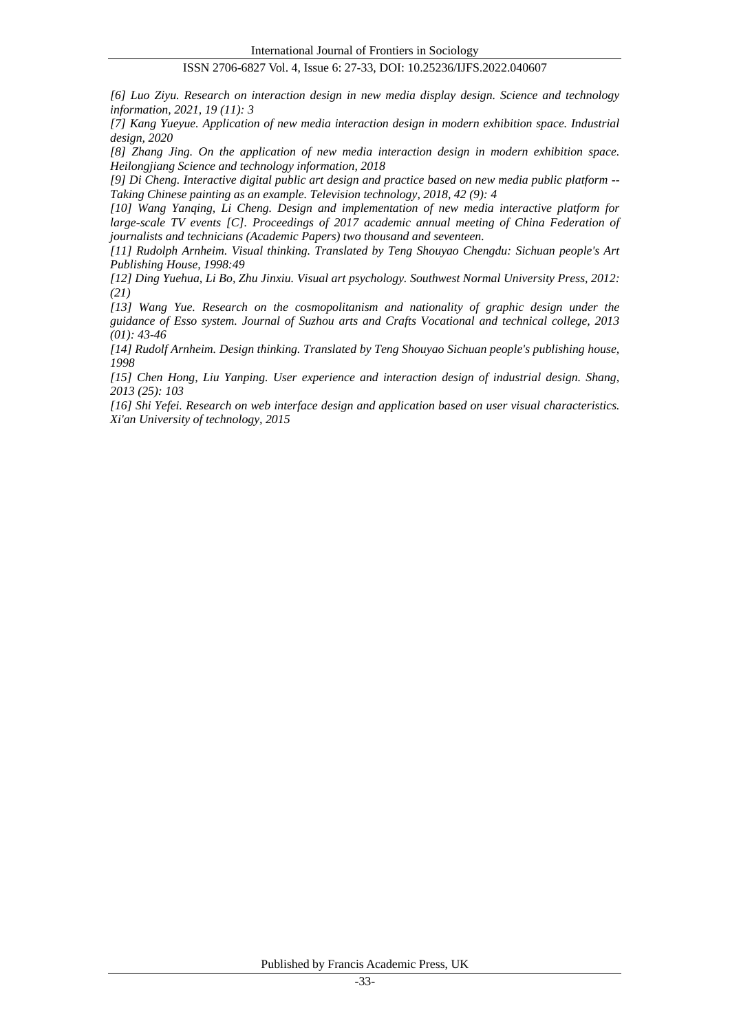*[6] Luo Ziyu. Research on interaction design in new media display design. Science and technology information, 2021, 19 (11): 3*

*[7] Kang Yueyue. Application of new media interaction design in modern exhibition space. Industrial design, 2020*

*[8] Zhang Jing. On the application of new media interaction design in modern exhibition space. Heilongjiang Science and technology information, 2018*

*[9] Di Cheng. Interactive digital public art design and practice based on new media public platform -- Taking Chinese painting as an example. Television technology, 2018, 42 (9): 4*

*[10] Wang Yanqing, Li Cheng. Design and implementation of new media interactive platform for large-scale TV events [C]. Proceedings of 2017 academic annual meeting of China Federation of journalists and technicians (Academic Papers) two thousand and seventeen.*

*[11] Rudolph Arnheim. Visual thinking. Translated by Teng Shouyao Chengdu: Sichuan people's Art Publishing House, 1998:49*

*[12] Ding Yuehua, Li Bo, Zhu Jinxiu. Visual art psychology. Southwest Normal University Press, 2012: (21)*

*[13] Wang Yue. Research on the cosmopolitanism and nationality of graphic design under the guidance of Esso system. Journal of Suzhou arts and Crafts Vocational and technical college, 2013 (01): 43-46*

*[14] Rudolf Arnheim. Design thinking. Translated by Teng Shouyao Sichuan people's publishing house, 1998*

*[15] Chen Hong, Liu Yanping. User experience and interaction design of industrial design. Shang, 2013 (25): 103*

*[16] Shi Yefei. Research on web interface design and application based on user visual characteristics. Xi'an University of technology, 2015*